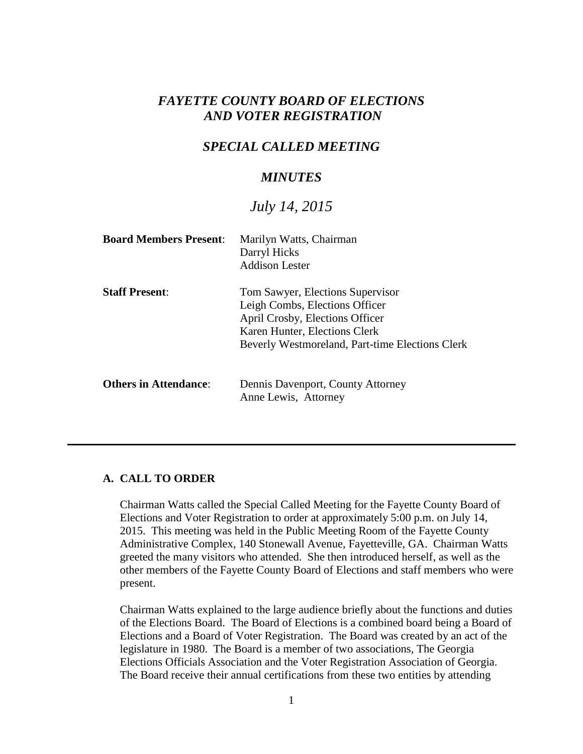# *FAYETTE COUNTY BOARD OF ELECTIONS AND VOTER REGISTRATION*

## *SPECIAL CALLED MEETING*

## *MINUTES*

### *July 14, 2015*

| | |
|---|---|
| **Board Members Present**: | Marilyn Watts, Chairman<br>Darryl Hicks<br>Addison Lester |
| **Staff Present**: | Tom Sawyer, Elections Supervisor<br>Leigh Combs, Elections Officer<br>April Crosby, Elections Officer<br>Karen Hunter, Elections Clerk<br>Beverly Westmoreland, Part-time Elections Clerk |
| **Others in Attendance**: | Dennis Davenport, County Attorney<br>Anne Lewis, Attorney |

---

## A. CALL TO ORDER

Chairman Watts called the Special Called Meeting for the Fayette County Board of Elections and Voter Registration to order at approximately 5:00 p.m. on July 14, 2015. This meeting was held in the Public Meeting Room of the Fayette County Administrative Complex, 140 Stonewall Avenue, Fayetteville, GA. Chairman Watts greeted the many visitors who attended. She then introduced herself, as well as the other members of the Fayette County Board of Elections and staff members who were present.

Chairman Watts explained to the large audience briefly about the functions and duties of the Elections Board. The Board of Elections is a combined board being a Board of Elections and a Board of Voter Registration. The Board was created by an act of the legislature in 1980. The Board is a member of two associations, The Georgia Elections Officials Association and the Voter Registration Association of Georgia. The Board receive their annual certifications from these two entities by attending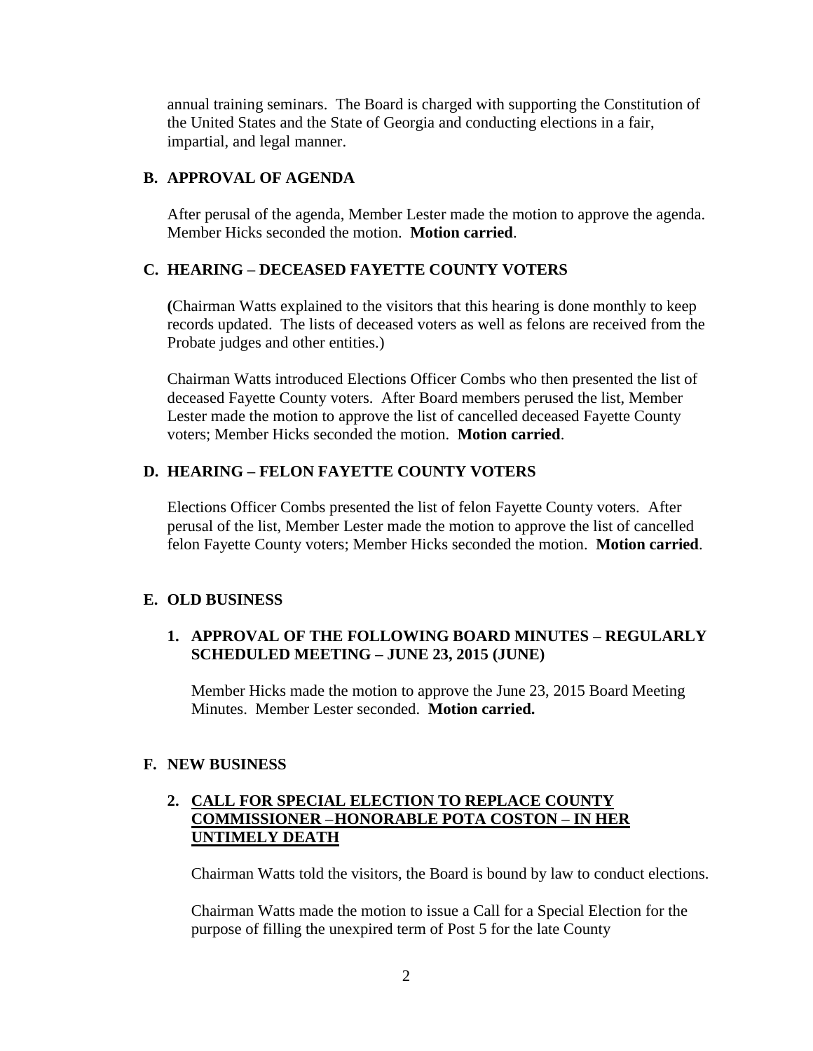annual training seminars. The Board is charged with supporting the Constitution of the United States and the State of Georgia and conducting elections in a fair, impartial, and legal manner.

## B. APPROVAL OF AGENDA

After perusal of the agenda, Member Lester made the motion to approve the agenda. Member Hicks seconded the motion. **Motion carried**.

## C. HEARING – DECEASED FAYETTE COUNTY VOTERS

**(**Chairman Watts explained to the visitors that this hearing is done monthly to keep records updated. The lists of deceased voters as well as felons are received from the Probate judges and other entities.)

Chairman Watts introduced Elections Officer Combs who then presented the list of deceased Fayette County voters. After Board members perused the list, Member Lester made the motion to approve the list of cancelled deceased Fayette County voters; Member Hicks seconded the motion. **Motion carried**.

## D. HEARING – FELON FAYETTE COUNTY VOTERS

Elections Officer Combs presented the list of felon Fayette County voters. After perusal of the list, Member Lester made the motion to approve the list of cancelled felon Fayette County voters; Member Hicks seconded the motion. **Motion carried**.

## E. OLD BUSINESS

### 1. APPROVAL OF THE FOLLOWING BOARD MINUTES – REGULARLY SCHEDULED MEETING – JUNE 23, 2015 (JUNE)

Member Hicks made the motion to approve the June 23, 2015 Board Meeting Minutes. Member Lester seconded. **Motion carried.**

## F. NEW BUSINESS

### 2. CALL FOR SPECIAL ELECTION TO REPLACE COUNTY COMMISSIONER –HONORABLE POTA COSTON – IN HER UNTIMELY DEATH

Chairman Watts told the visitors, the Board is bound by law to conduct elections.

Chairman Watts made the motion to issue a Call for a Special Election for the purpose of filling the unexpired term of Post 5 for the late County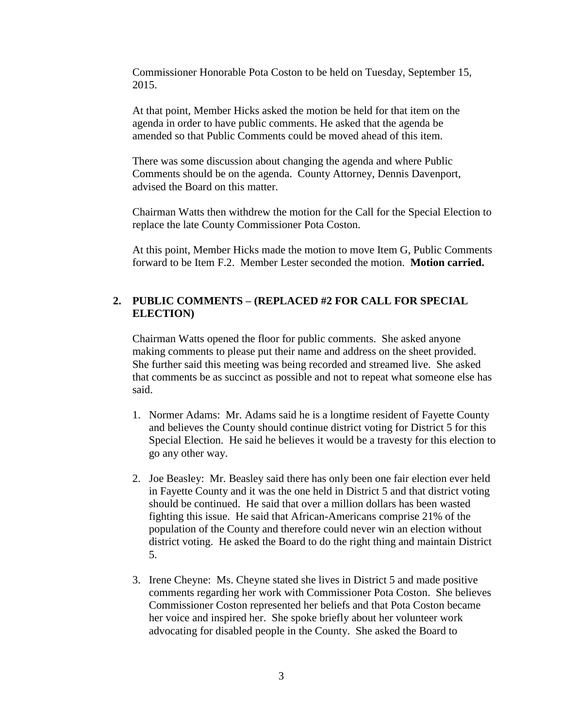Commissioner Honorable Pota Coston to be held on Tuesday, September 15, 2015.

At that point, Member Hicks asked the motion be held for that item on the agenda in order to have public comments. He asked that the agenda be amended so that Public Comments could be moved ahead of this item.

There was some discussion about changing the agenda and where Public Comments should be on the agenda. County Attorney, Dennis Davenport, advised the Board on this matter.

Chairman Watts then withdrew the motion for the Call for the Special Election to replace the late County Commissioner Pota Coston.

At this point, Member Hicks made the motion to move Item G, Public Comments forward to be Item F.2. Member Lester seconded the motion. **Motion carried.**

## 2. PUBLIC COMMENTS – (REPLACED #2 FOR CALL FOR SPECIAL ELECTION)

Chairman Watts opened the floor for public comments. She asked anyone making comments to please put their name and address on the sheet provided. She further said this meeting was being recorded and streamed live. She asked that comments be as succinct as possible and not to repeat what someone else has said.

1. Normer Adams: Mr. Adams said he is a longtime resident of Fayette County and believes the County should continue district voting for District 5 for this Special Election. He said he believes it would be a travesty for this election to go any other way.

2. Joe Beasley: Mr. Beasley said there has only been one fair election ever held in Fayette County and it was the one held in District 5 and that district voting should be continued. He said that over a million dollars has been wasted fighting this issue. He said that African-Americans comprise 21% of the population of the County and therefore could never win an election without district voting. He asked the Board to do the right thing and maintain District 5.

3. Irene Cheyne: Ms. Cheyne stated she lives in District 5 and made positive comments regarding her work with Commissioner Pota Coston. She believes Commissioner Coston represented her beliefs and that Pota Coston became her voice and inspired her. She spoke briefly about her volunteer work advocating for disabled people in the County. She asked the Board to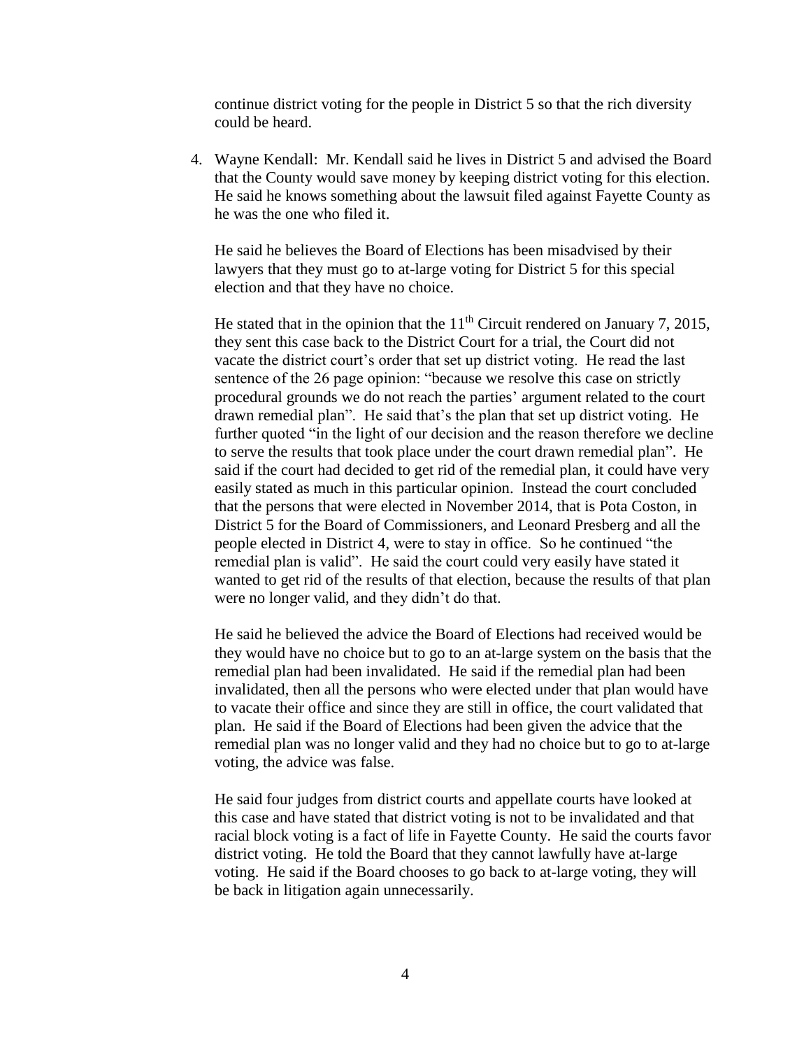continue district voting for the people in District 5 so that the rich diversity could be heard.

4. Wayne Kendall: Mr. Kendall said he lives in District 5 and advised the Board that the County would save money by keeping district voting for this election. He said he knows something about the lawsuit filed against Fayette County as he was the one who filed it.

   He said he believes the Board of Elections has been misadvised by their lawyers that they must go to at-large voting for District 5 for this special election and that they have no choice.

   He stated that in the opinion that the 11th Circuit rendered on January 7, 2015, they sent this case back to the District Court for a trial, the Court did not vacate the district court's order that set up district voting. He read the last sentence of the 26 page opinion: "because we resolve this case on strictly procedural grounds we do not reach the parties' argument related to the court drawn remedial plan". He said that's the plan that set up district voting. He further quoted "in the light of our decision and the reason therefore we decline to serve the results that took place under the court drawn remedial plan". He said if the court had decided to get rid of the remedial plan, it could have very easily stated as much in this particular opinion. Instead the court concluded that the persons that were elected in November 2014, that is Pota Coston, in District 5 for the Board of Commissioners, and Leonard Presberg and all the people elected in District 4, were to stay in office. So he continued "the remedial plan is valid". He said the court could very easily have stated it wanted to get rid of the results of that election, because the results of that plan were no longer valid, and they didn't do that.

   He said he believed the advice the Board of Elections had received would be they would have no choice but to go to an at-large system on the basis that the remedial plan had been invalidated. He said if the remedial plan had been invalidated, then all the persons who were elected under that plan would have to vacate their office and since they are still in office, the court validated that plan. He said if the Board of Elections had been given the advice that the remedial plan was no longer valid and they had no choice but to go to at-large voting, the advice was false.

   He said four judges from district courts and appellate courts have looked at this case and have stated that district voting is not to be invalidated and that racial block voting is a fact of life in Fayette County. He said the courts favor district voting. He told the Board that they cannot lawfully have at-large voting. He said if the Board chooses to go back to at-large voting, they will be back in litigation again unnecessarily.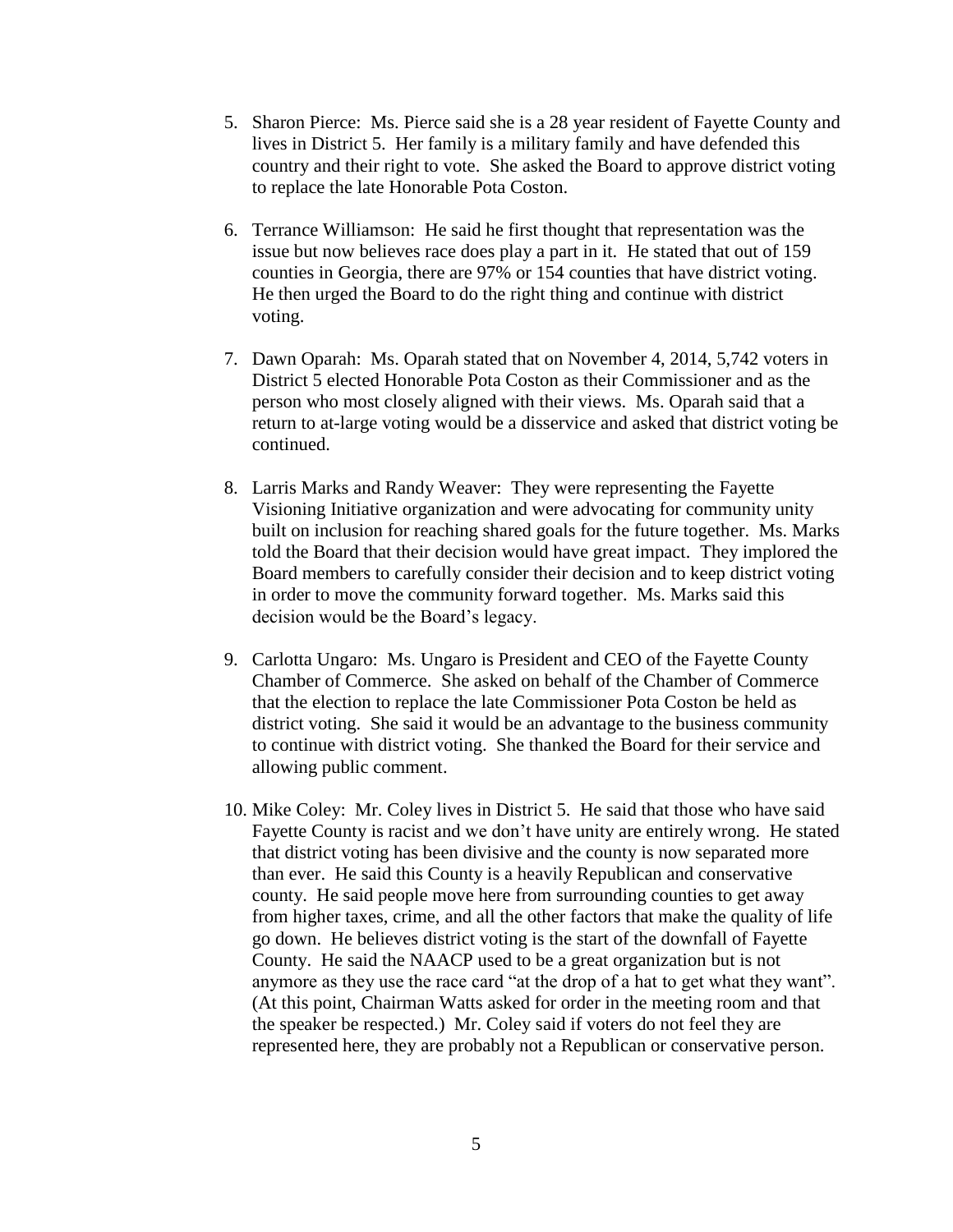5. Sharon Pierce: Ms. Pierce said she is a 28 year resident of Fayette County and lives in District 5. Her family is a military family and have defended this country and their right to vote. She asked the Board to approve district voting to replace the late Honorable Pota Coston.

6. Terrance Williamson: He said he first thought that representation was the issue but now believes race does play a part in it. He stated that out of 159 counties in Georgia, there are 97% or 154 counties that have district voting. He then urged the Board to do the right thing and continue with district voting.

7. Dawn Oparah: Ms. Oparah stated that on November 4, 2014, 5,742 voters in District 5 elected Honorable Pota Coston as their Commissioner and as the person who most closely aligned with their views. Ms. Oparah said that a return to at-large voting would be a disservice and asked that district voting be continued.

8. Larris Marks and Randy Weaver: They were representing the Fayette Visioning Initiative organization and were advocating for community unity built on inclusion for reaching shared goals for the future together. Ms. Marks told the Board that their decision would have great impact. They implored the Board members to carefully consider their decision and to keep district voting in order to move the community forward together. Ms. Marks said this decision would be the Board's legacy.

9. Carlotta Ungaro: Ms. Ungaro is President and CEO of the Fayette County Chamber of Commerce. She asked on behalf of the Chamber of Commerce that the election to replace the late Commissioner Pota Coston be held as district voting. She said it would be an advantage to the business community to continue with district voting. She thanked the Board for their service and allowing public comment.

10. Mike Coley: Mr. Coley lives in District 5. He said that those who have said Fayette County is racist and we don't have unity are entirely wrong. He stated that district voting has been divisive and the county is now separated more than ever. He said this County is a heavily Republican and conservative county. He said people move here from surrounding counties to get away from higher taxes, crime, and all the other factors that make the quality of life go down. He believes district voting is the start of the downfall of Fayette County. He said the NAACP used to be a great organization but is not anymore as they use the race card "at the drop of a hat to get what they want". (At this point, Chairman Watts asked for order in the meeting room and that the speaker be respected.) Mr. Coley said if voters do not feel they are represented here, they are probably not a Republican or conservative person.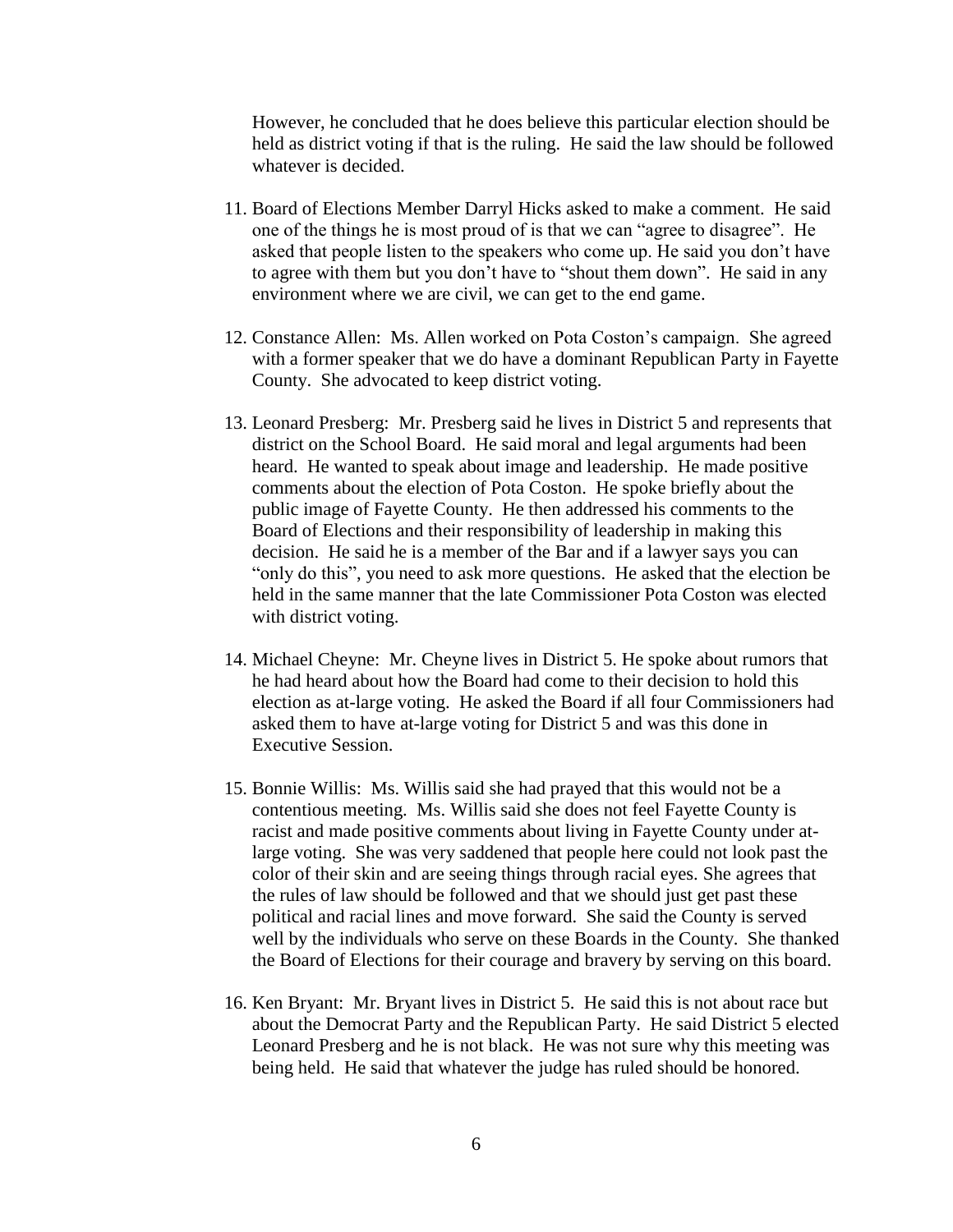However, he concluded that he does believe this particular election should be held as district voting if that is the ruling. He said the law should be followed whatever is decided.

11. Board of Elections Member Darryl Hicks asked to make a comment. He said one of the things he is most proud of is that we can "agree to disagree". He asked that people listen to the speakers who come up. He said you don't have to agree with them but you don't have to "shout them down". He said in any environment where we are civil, we can get to the end game.

12. Constance Allen: Ms. Allen worked on Pota Coston's campaign. She agreed with a former speaker that we do have a dominant Republican Party in Fayette County. She advocated to keep district voting.

13. Leonard Presberg: Mr. Presberg said he lives in District 5 and represents that district on the School Board. He said moral and legal arguments had been heard. He wanted to speak about image and leadership. He made positive comments about the election of Pota Coston. He spoke briefly about the public image of Fayette County. He then addressed his comments to the Board of Elections and their responsibility of leadership in making this decision. He said he is a member of the Bar and if a lawyer says you can "only do this", you need to ask more questions. He asked that the election be held in the same manner that the late Commissioner Pota Coston was elected with district voting.

14. Michael Cheyne: Mr. Cheyne lives in District 5. He spoke about rumors that he had heard about how the Board had come to their decision to hold this election as at-large voting. He asked the Board if all four Commissioners had asked them to have at-large voting for District 5 and was this done in Executive Session.

15. Bonnie Willis: Ms. Willis said she had prayed that this would not be a contentious meeting. Ms. Willis said she does not feel Fayette County is racist and made positive comments about living in Fayette County under at-large voting. She was very saddened that people here could not look past the color of their skin and are seeing things through racial eyes. She agrees that the rules of law should be followed and that we should just get past these political and racial lines and move forward. She said the County is served well by the individuals who serve on these Boards in the County. She thanked the Board of Elections for their courage and bravery by serving on this board.

16. Ken Bryant: Mr. Bryant lives in District 5. He said this is not about race but about the Democrat Party and the Republican Party. He said District 5 elected Leonard Presberg and he is not black. He was not sure why this meeting was being held. He said that whatever the judge has ruled should be honored.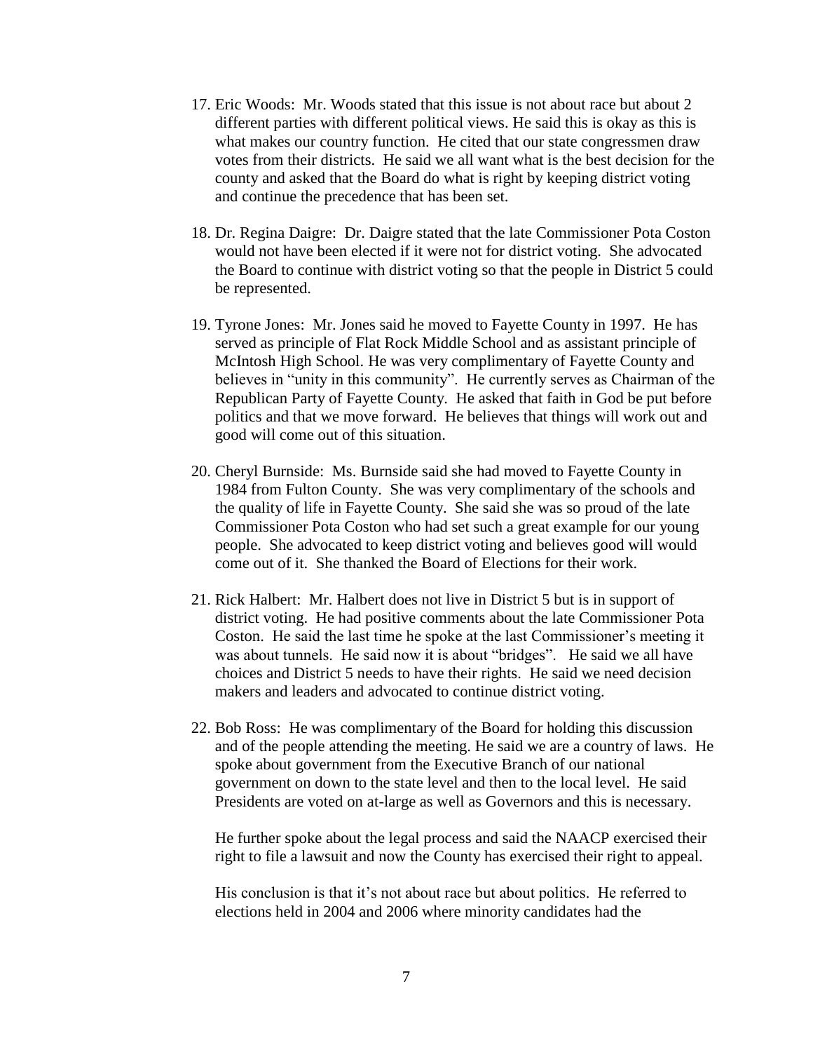17. Eric Woods: Mr. Woods stated that this issue is not about race but about 2 different parties with different political views. He said this is okay as this is what makes our country function. He cited that our state congressmen draw votes from their districts. He said we all want what is the best decision for the county and asked that the Board do what is right by keeping district voting and continue the precedence that has been set.

18. Dr. Regina Daigre: Dr. Daigre stated that the late Commissioner Pota Coston would not have been elected if it were not for district voting. She advocated the Board to continue with district voting so that the people in District 5 could be represented.

19. Tyrone Jones: Mr. Jones said he moved to Fayette County in 1997. He has served as principle of Flat Rock Middle School and as assistant principle of McIntosh High School. He was very complimentary of Fayette County and believes in "unity in this community". He currently serves as Chairman of the Republican Party of Fayette County. He asked that faith in God be put before politics and that we move forward. He believes that things will work out and good will come out of this situation.

20. Cheryl Burnside: Ms. Burnside said she had moved to Fayette County in 1984 from Fulton County. She was very complimentary of the schools and the quality of life in Fayette County. She said she was so proud of the late Commissioner Pota Coston who had set such a great example for our young people. She advocated to keep district voting and believes good will would come out of it. She thanked the Board of Elections for their work.

21. Rick Halbert: Mr. Halbert does not live in District 5 but is in support of district voting. He had positive comments about the late Commissioner Pota Coston. He said the last time he spoke at the last Commissioner's meeting it was about tunnels. He said now it is about "bridges". He said we all have choices and District 5 needs to have their rights. He said we need decision makers and leaders and advocated to continue district voting.

22. Bob Ross: He was complimentary of the Board for holding this discussion and of the people attending the meeting. He said we are a country of laws. He spoke about government from the Executive Branch of our national government on down to the state level and then to the local level. He said Presidents are voted on at-large as well as Governors and this is necessary.

    He further spoke about the legal process and said the NAACP exercised their right to file a lawsuit and now the County has exercised their right to appeal.

    His conclusion is that it's not about race but about politics. He referred to elections held in 2004 and 2006 where minority candidates had the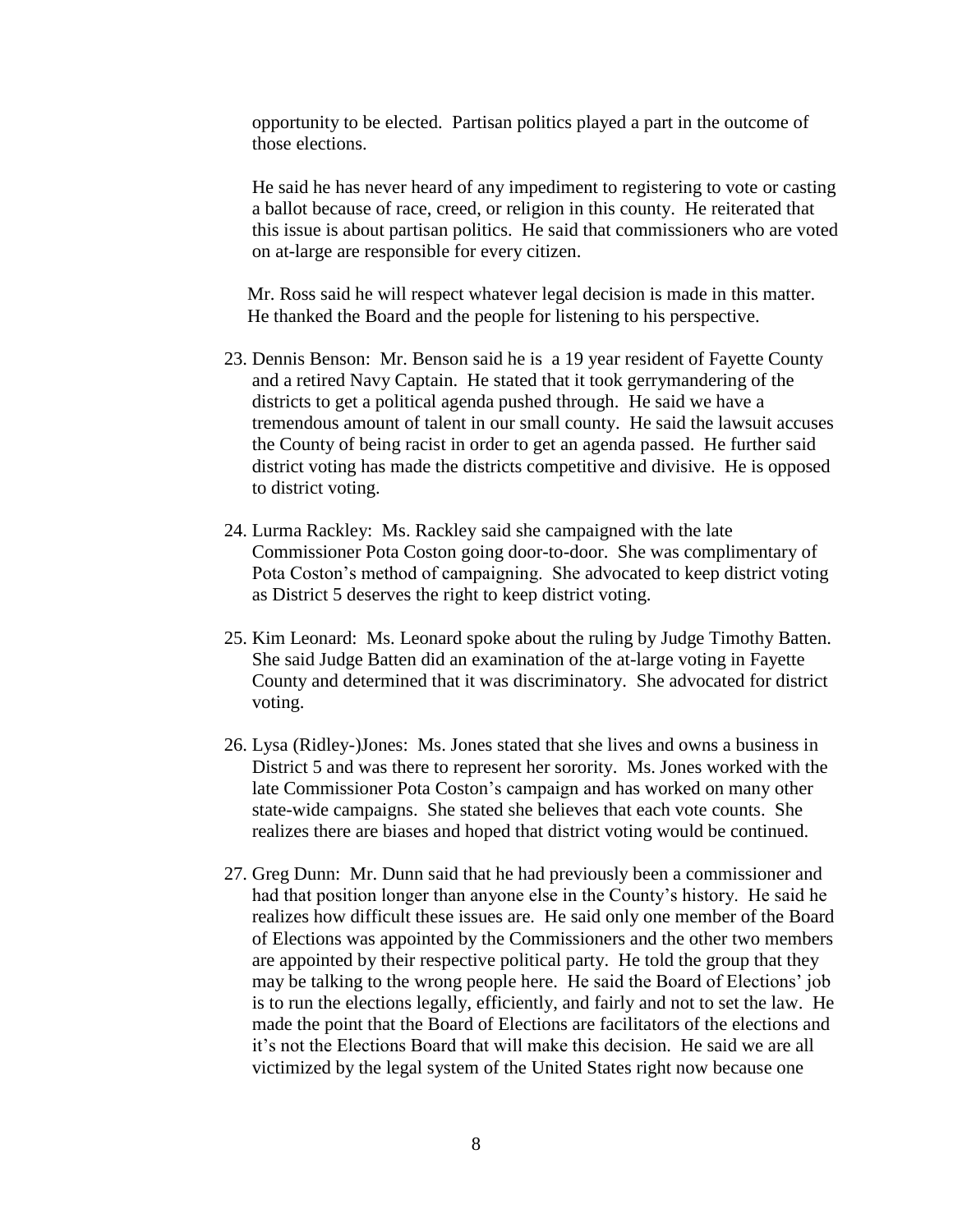opportunity to be elected. Partisan politics played a part in the outcome of those elections.

He said he has never heard of any impediment to registering to vote or casting a ballot because of race, creed, or religion in this county. He reiterated that this issue is about partisan politics. He said that commissioners who are voted on at-large are responsible for every citizen.

Mr. Ross said he will respect whatever legal decision is made in this matter. He thanked the Board and the people for listening to his perspective.

23. Dennis Benson: Mr. Benson said he is a 19 year resident of Fayette County and a retired Navy Captain. He stated that it took gerrymandering of the districts to get a political agenda pushed through. He said we have a tremendous amount of talent in our small county. He said the lawsuit accuses the County of being racist in order to get an agenda passed. He further said district voting has made the districts competitive and divisive. He is opposed to district voting.

24. Lurma Rackley: Ms. Rackley said she campaigned with the late Commissioner Pota Coston going door-to-door. She was complimentary of Pota Coston's method of campaigning. She advocated to keep district voting as District 5 deserves the right to keep district voting.

25. Kim Leonard: Ms. Leonard spoke about the ruling by Judge Timothy Batten. She said Judge Batten did an examination of the at-large voting in Fayette County and determined that it was discriminatory. She advocated for district voting.

26. Lysa (Ridley-)Jones: Ms. Jones stated that she lives and owns a business in District 5 and was there to represent her sorority. Ms. Jones worked with the late Commissioner Pota Coston's campaign and has worked on many other state-wide campaigns. She stated she believes that each vote counts. She realizes there are biases and hoped that district voting would be continued.

27. Greg Dunn: Mr. Dunn said that he had previously been a commissioner and had that position longer than anyone else in the County's history. He said he realizes how difficult these issues are. He said only one member of the Board of Elections was appointed by the Commissioners and the other two members are appointed by their respective political party. He told the group that they may be talking to the wrong people here. He said the Board of Elections' job is to run the elections legally, efficiently, and fairly and not to set the law. He made the point that the Board of Elections are facilitators of the elections and it's not the Elections Board that will make this decision. He said we are all victimized by the legal system of the United States right now because one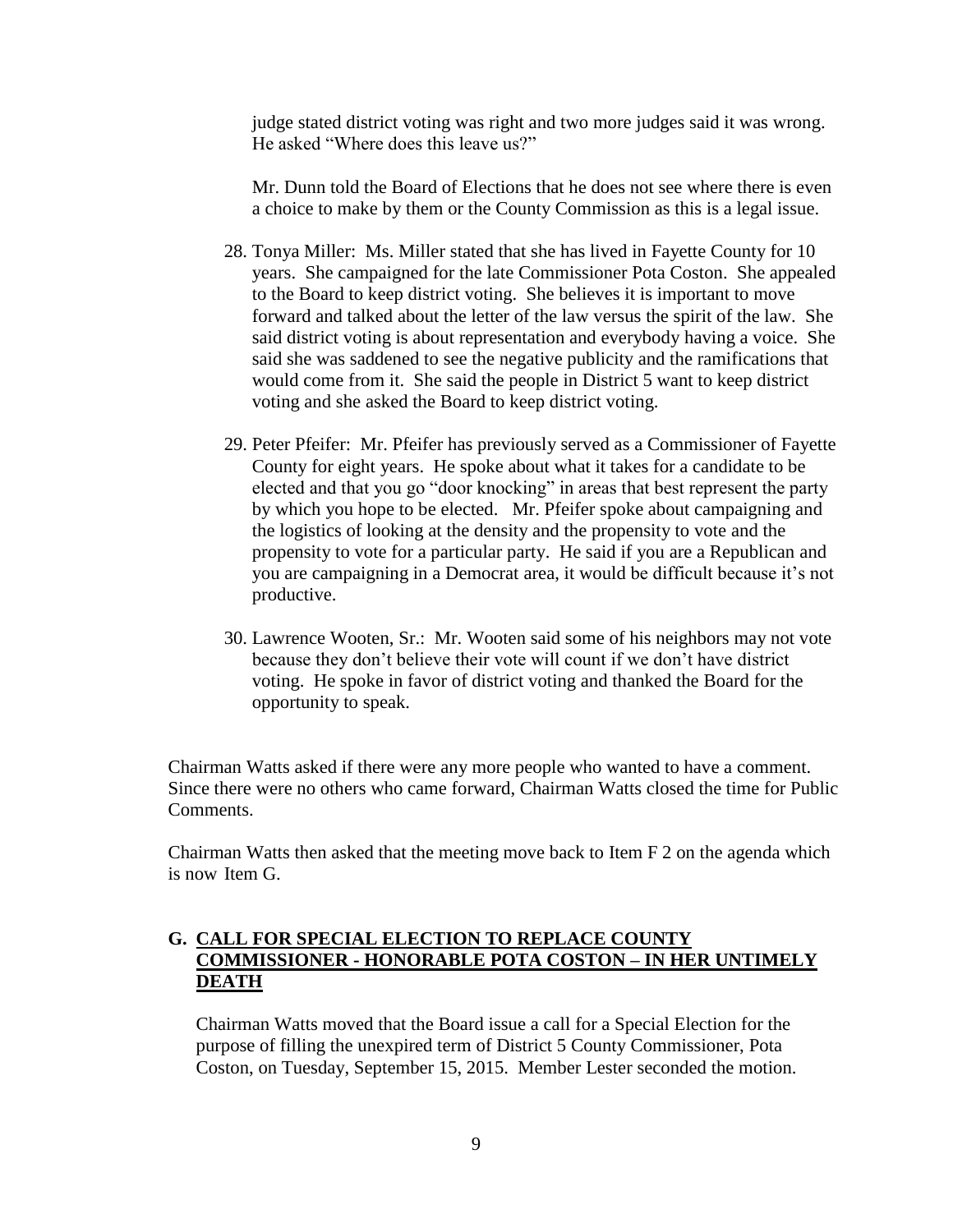judge stated district voting was right and two more judges said it was wrong. He asked "Where does this leave us?"

Mr. Dunn told the Board of Elections that he does not see where there is even a choice to make by them or the County Commission as this is a legal issue.

28. Tonya Miller: Ms. Miller stated that she has lived in Fayette County for 10 years. She campaigned for the late Commissioner Pota Coston. She appealed to the Board to keep district voting. She believes it is important to move forward and talked about the letter of the law versus the spirit of the law. She said district voting is about representation and everybody having a voice. She said she was saddened to see the negative publicity and the ramifications that would come from it. She said the people in District 5 want to keep district voting and she asked the Board to keep district voting.

29. Peter Pfeifer: Mr. Pfeifer has previously served as a Commissioner of Fayette County for eight years. He spoke about what it takes for a candidate to be elected and that you go "door knocking" in areas that best represent the party by which you hope to be elected. Mr. Pfeifer spoke about campaigning and the logistics of looking at the density and the propensity to vote and the propensity to vote for a particular party. He said if you are a Republican and you are campaigning in a Democrat area, it would be difficult because it's not productive.

30. Lawrence Wooten, Sr.: Mr. Wooten said some of his neighbors may not vote because they don't believe their vote will count if we don't have district voting. He spoke in favor of district voting and thanked the Board for the opportunity to speak.

Chairman Watts asked if there were any more people who wanted to have a comment. Since there were no others who came forward, Chairman Watts closed the time for Public Comments.

Chairman Watts then asked that the meeting move back to Item F 2 on the agenda which is now Item G.

## G. CALL FOR SPECIAL ELECTION TO REPLACE COUNTY COMMISSIONER - HONORABLE POTA COSTON – IN HER UNTIMELY DEATH

Chairman Watts moved that the Board issue a call for a Special Election for the purpose of filling the unexpired term of District 5 County Commissioner, Pota Coston, on Tuesday, September 15, 2015. Member Lester seconded the motion.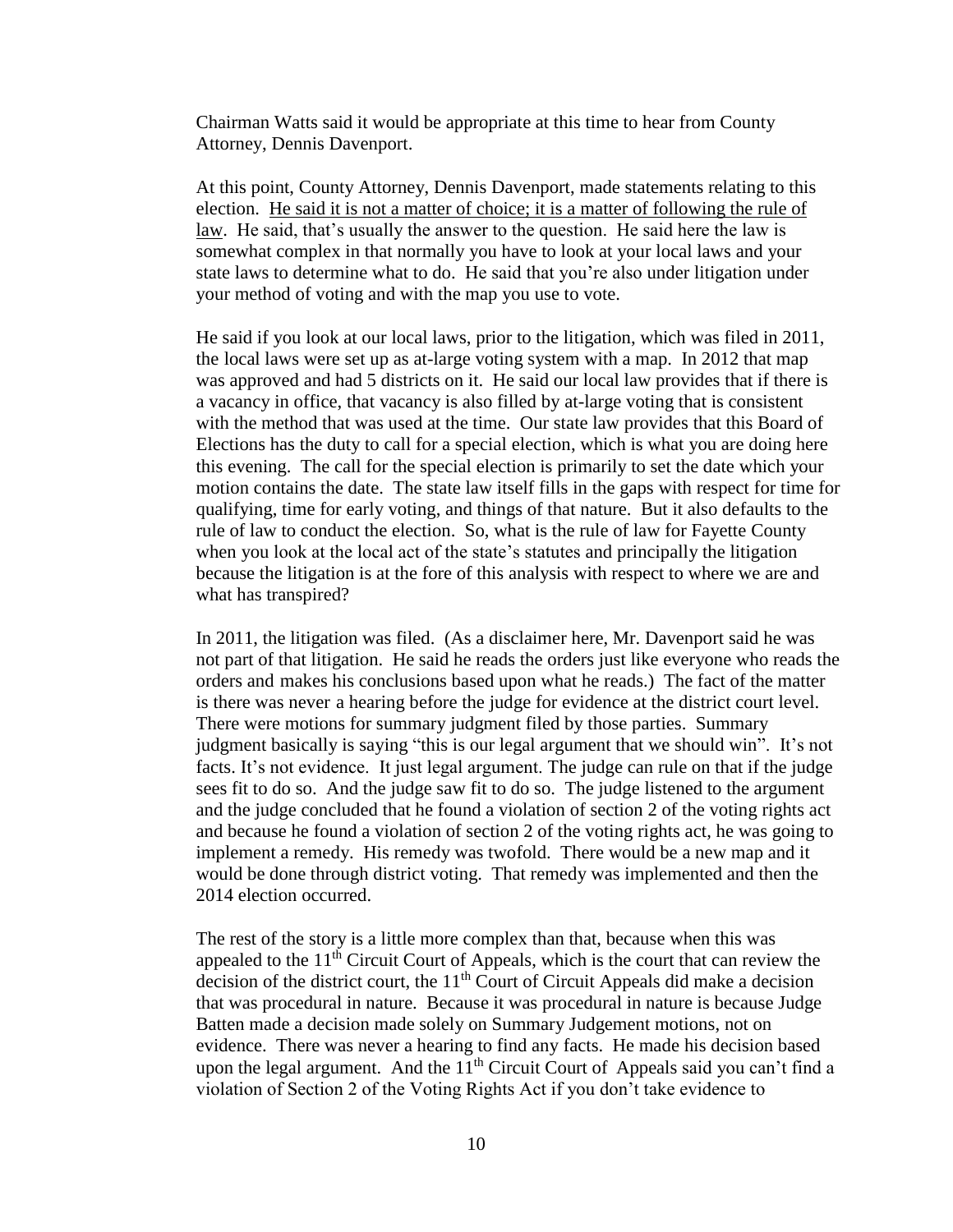Chairman Watts said it would be appropriate at this time to hear from County Attorney, Dennis Davenport.

At this point, County Attorney, Dennis Davenport, made statements relating to this election. <u>He said it is not a matter of choice; it is a matter of following the rule of law</u>. He said, that's usually the answer to the question. He said here the law is somewhat complex in that normally you have to look at your local laws and your state laws to determine what to do. He said that you're also under litigation under your method of voting and with the map you use to vote.

He said if you look at our local laws, prior to the litigation, which was filed in 2011, the local laws were set up as at-large voting system with a map. In 2012 that map was approved and had 5 districts on it. He said our local law provides that if there is a vacancy in office, that vacancy is also filled by at-large voting that is consistent with the method that was used at the time. Our state law provides that this Board of Elections has the duty to call for a special election, which is what you are doing here this evening. The call for the special election is primarily to set the date which your motion contains the date. The state law itself fills in the gaps with respect for time for qualifying, time for early voting, and things of that nature. But it also defaults to the rule of law to conduct the election. So, what is the rule of law for Fayette County when you look at the local act of the state's statutes and principally the litigation because the litigation is at the fore of this analysis with respect to where we are and what has transpired?

In 2011, the litigation was filed. (As a disclaimer here, Mr. Davenport said he was not part of that litigation. He said he reads the orders just like everyone who reads the orders and makes his conclusions based upon what he reads.) The fact of the matter is there was never a hearing before the judge for evidence at the district court level. There were motions for summary judgment filed by those parties. Summary judgment basically is saying "this is our legal argument that we should win". It's not facts. It's not evidence. It just legal argument. The judge can rule on that if the judge sees fit to do so. And the judge saw fit to do so. The judge listened to the argument and the judge concluded that he found a violation of section 2 of the voting rights act and because he found a violation of section 2 of the voting rights act, he was going to implement a remedy. His remedy was twofold. There would be a new map and it would be done through district voting. That remedy was implemented and then the 2014 election occurred.

The rest of the story is a little more complex than that, because when this was appealed to the 11th Circuit Court of Appeals, which is the court that can review the decision of the district court, the 11th Court of Circuit Appeals did make a decision that was procedural in nature. Because it was procedural in nature is because Judge Batten made a decision made solely on Summary Judgement motions, not on evidence. There was never a hearing to find any facts. He made his decision based upon the legal argument. And the 11th Circuit Court of Appeals said you can't find a violation of Section 2 of the Voting Rights Act if you don't take evidence to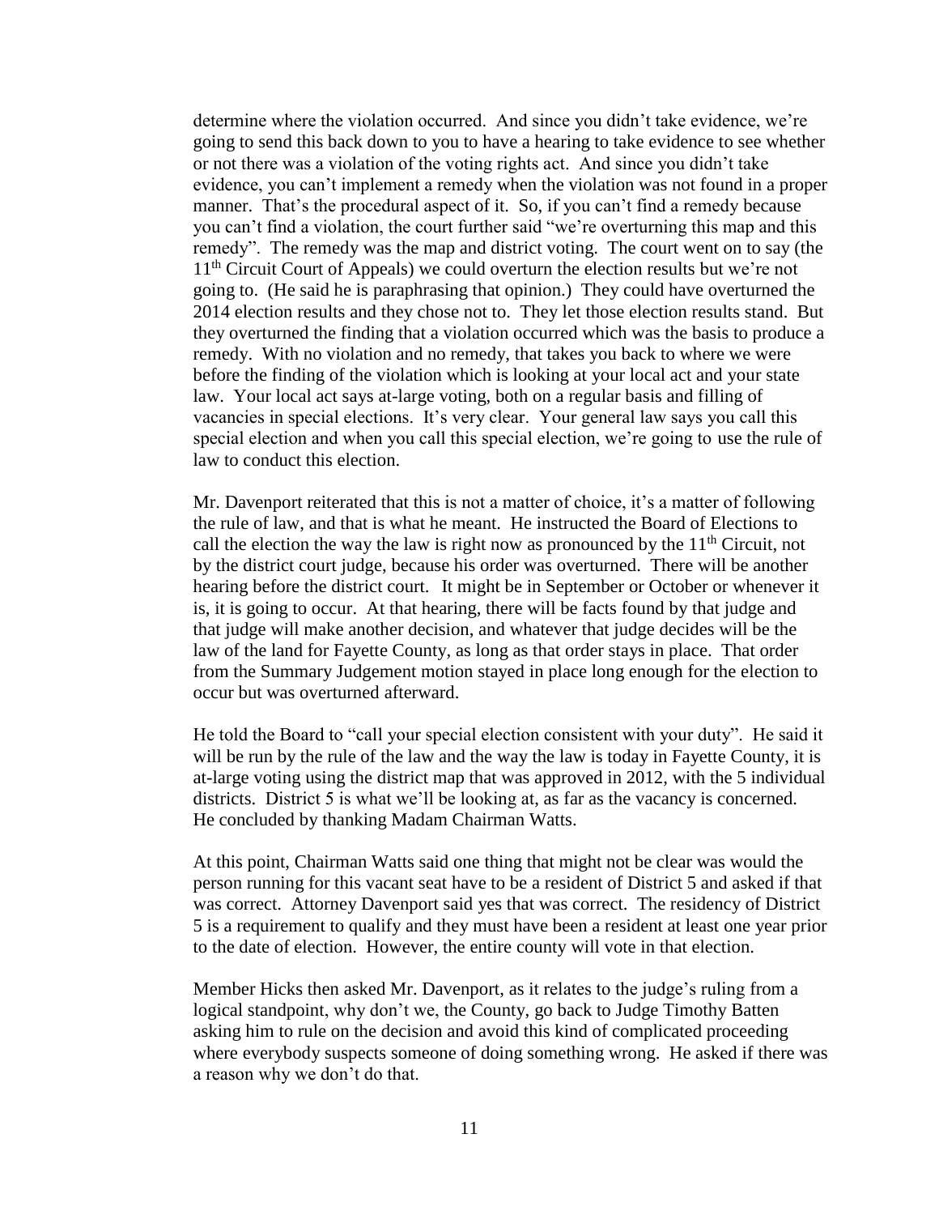determine where the violation occurred. And since you didn't take evidence, we're going to send this back down to you to have a hearing to take evidence to see whether or not there was a violation of the voting rights act. And since you didn't take evidence, you can't implement a remedy when the violation was not found in a proper manner. That's the procedural aspect of it. So, if you can't find a remedy because you can't find a violation, the court further said "we're overturning this map and this remedy". The remedy was the map and district voting. The court went on to say (the 11th Circuit Court of Appeals) we could overturn the election results but we're not going to. (He said he is paraphrasing that opinion.) They could have overturned the 2014 election results and they chose not to. They let those election results stand. But they overturned the finding that a violation occurred which was the basis to produce a remedy. With no violation and no remedy, that takes you back to where we were before the finding of the violation which is looking at your local act and your state law. Your local act says at-large voting, both on a regular basis and filling of vacancies in special elections. It's very clear. Your general law says you call this special election and when you call this special election, we're going to use the rule of law to conduct this election.

Mr. Davenport reiterated that this is not a matter of choice, it's a matter of following the rule of law, and that is what he meant. He instructed the Board of Elections to call the election the way the law is right now as pronounced by the 11th Circuit, not by the district court judge, because his order was overturned. There will be another hearing before the district court. It might be in September or October or whenever it is, it is going to occur. At that hearing, there will be facts found by that judge and that judge will make another decision, and whatever that judge decides will be the law of the land for Fayette County, as long as that order stays in place. That order from the Summary Judgement motion stayed in place long enough for the election to occur but was overturned afterward.

He told the Board to "call your special election consistent with your duty". He said it will be run by the rule of the law and the way the law is today in Fayette County, it is at-large voting using the district map that was approved in 2012, with the 5 individual districts. District 5 is what we'll be looking at, as far as the vacancy is concerned. He concluded by thanking Madam Chairman Watts.

At this point, Chairman Watts said one thing that might not be clear was would the person running for this vacant seat have to be a resident of District 5 and asked if that was correct. Attorney Davenport said yes that was correct. The residency of District 5 is a requirement to qualify and they must have been a resident at least one year prior to the date of election. However, the entire county will vote in that election.

Member Hicks then asked Mr. Davenport, as it relates to the judge's ruling from a logical standpoint, why don't we, the County, go back to Judge Timothy Batten asking him to rule on the decision and avoid this kind of complicated proceeding where everybody suspects someone of doing something wrong. He asked if there was a reason why we don't do that.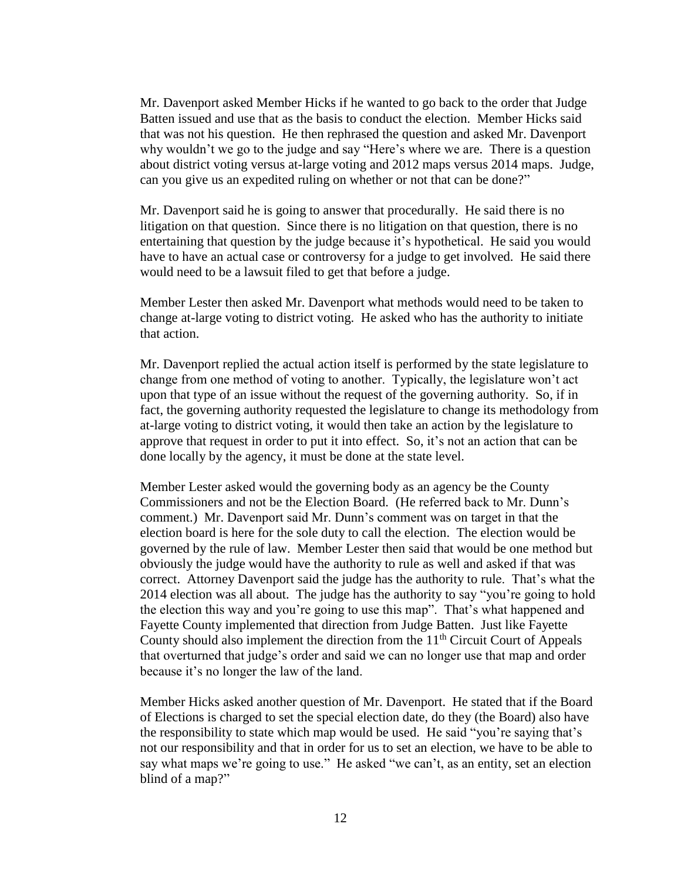Mr. Davenport asked Member Hicks if he wanted to go back to the order that Judge Batten issued and use that as the basis to conduct the election. Member Hicks said that was not his question. He then rephrased the question and asked Mr. Davenport why wouldn't we go to the judge and say "Here's where we are. There is a question about district voting versus at-large voting and 2012 maps versus 2014 maps. Judge, can you give us an expedited ruling on whether or not that can be done?"

Mr. Davenport said he is going to answer that procedurally. He said there is no litigation on that question. Since there is no litigation on that question, there is no entertaining that question by the judge because it's hypothetical. He said you would have to have an actual case or controversy for a judge to get involved. He said there would need to be a lawsuit filed to get that before a judge.

Member Lester then asked Mr. Davenport what methods would need to be taken to change at-large voting to district voting. He asked who has the authority to initiate that action.

Mr. Davenport replied the actual action itself is performed by the state legislature to change from one method of voting to another. Typically, the legislature won't act upon that type of an issue without the request of the governing authority. So, if in fact, the governing authority requested the legislature to change its methodology from at-large voting to district voting, it would then take an action by the legislature to approve that request in order to put it into effect. So, it's not an action that can be done locally by the agency, it must be done at the state level.

Member Lester asked would the governing body as an agency be the County Commissioners and not be the Election Board. (He referred back to Mr. Dunn's comment.) Mr. Davenport said Mr. Dunn's comment was on target in that the election board is here for the sole duty to call the election. The election would be governed by the rule of law. Member Lester then said that would be one method but obviously the judge would have the authority to rule as well and asked if that was correct. Attorney Davenport said the judge has the authority to rule. That's what the 2014 election was all about. The judge has the authority to say "you're going to hold the election this way and you're going to use this map". That's what happened and Fayette County implemented that direction from Judge Batten. Just like Fayette County should also implement the direction from the 11th Circuit Court of Appeals that overturned that judge's order and said we can no longer use that map and order because it's no longer the law of the land.

Member Hicks asked another question of Mr. Davenport. He stated that if the Board of Elections is charged to set the special election date, do they (the Board) also have the responsibility to state which map would be used. He said "you're saying that's not our responsibility and that in order for us to set an election, we have to be able to say what maps we're going to use." He asked "we can't, as an entity, set an election blind of a map?"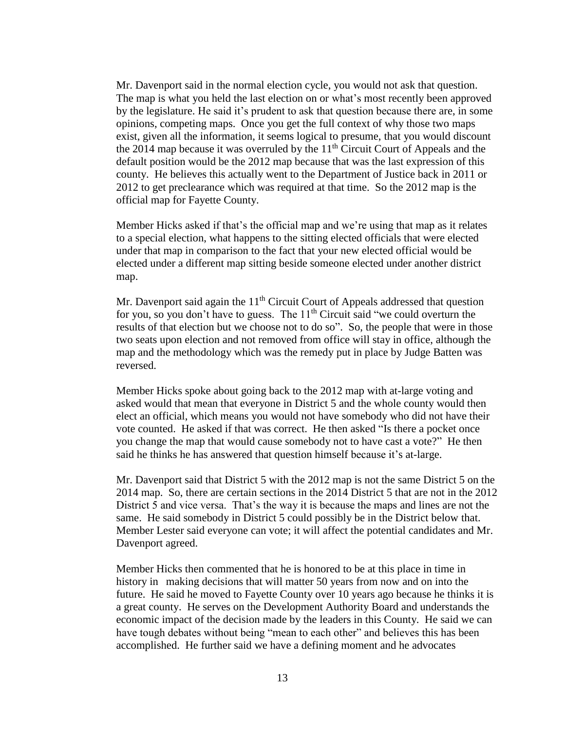Mr. Davenport said in the normal election cycle, you would not ask that question. The map is what you held the last election on or what's most recently been approved by the legislature. He said it's prudent to ask that question because there are, in some opinions, competing maps. Once you get the full context of why those two maps exist, given all the information, it seems logical to presume, that you would discount the 2014 map because it was overruled by the 11th Circuit Court of Appeals and the default position would be the 2012 map because that was the last expression of this county. He believes this actually went to the Department of Justice back in 2011 or 2012 to get preclearance which was required at that time. So the 2012 map is the official map for Fayette County.

Member Hicks asked if that's the official map and we're using that map as it relates to a special election, what happens to the sitting elected officials that were elected under that map in comparison to the fact that your new elected official would be elected under a different map sitting beside someone elected under another district map.

Mr. Davenport said again the 11th Circuit Court of Appeals addressed that question for you, so you don't have to guess. The 11th Circuit said "we could overturn the results of that election but we choose not to do so". So, the people that were in those two seats upon election and not removed from office will stay in office, although the map and the methodology which was the remedy put in place by Judge Batten was reversed.

Member Hicks spoke about going back to the 2012 map with at-large voting and asked would that mean that everyone in District 5 and the whole county would then elect an official, which means you would not have somebody who did not have their vote counted. He asked if that was correct. He then asked "Is there a pocket once you change the map that would cause somebody not to have cast a vote?" He then said he thinks he has answered that question himself because it's at-large.

Mr. Davenport said that District 5 with the 2012 map is not the same District 5 on the 2014 map. So, there are certain sections in the 2014 District 5 that are not in the 2012 District 5 and vice versa. That's the way it is because the maps and lines are not the same. He said somebody in District 5 could possibly be in the District below that. Member Lester said everyone can vote; it will affect the potential candidates and Mr. Davenport agreed.

Member Hicks then commented that he is honored to be at this place in time in history in making decisions that will matter 50 years from now and on into the future. He said he moved to Fayette County over 10 years ago because he thinks it is a great county. He serves on the Development Authority Board and understands the economic impact of the decision made by the leaders in this County. He said we can have tough debates without being "mean to each other" and believes this has been accomplished. He further said we have a defining moment and he advocates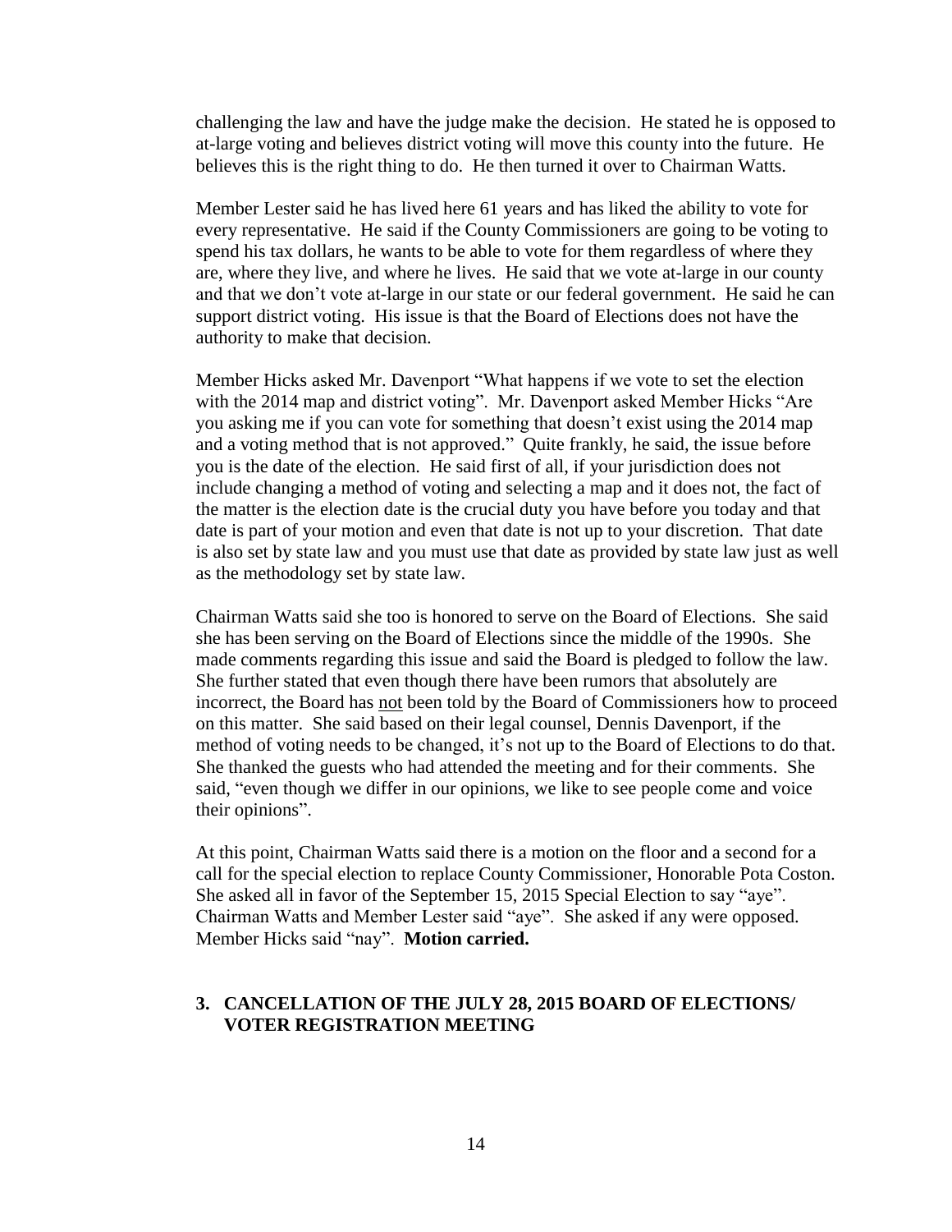challenging the law and have the judge make the decision. He stated he is opposed to at-large voting and believes district voting will move this county into the future. He believes this is the right thing to do. He then turned it over to Chairman Watts.

Member Lester said he has lived here 61 years and has liked the ability to vote for every representative. He said if the County Commissioners are going to be voting to spend his tax dollars, he wants to be able to vote for them regardless of where they are, where they live, and where he lives. He said that we vote at-large in our county and that we don't vote at-large in our state or our federal government. He said he can support district voting. His issue is that the Board of Elections does not have the authority to make that decision.

Member Hicks asked Mr. Davenport "What happens if we vote to set the election with the 2014 map and district voting". Mr. Davenport asked Member Hicks "Are you asking me if you can vote for something that doesn't exist using the 2014 map and a voting method that is not approved." Quite frankly, he said, the issue before you is the date of the election. He said first of all, if your jurisdiction does not include changing a method of voting and selecting a map and it does not, the fact of the matter is the election date is the crucial duty you have before you today and that date is part of your motion and even that date is not up to your discretion. That date is also set by state law and you must use that date as provided by state law just as well as the methodology set by state law.

Chairman Watts said she too is honored to serve on the Board of Elections. She said she has been serving on the Board of Elections since the middle of the 1990s. She made comments regarding this issue and said the Board is pledged to follow the law. She further stated that even though there have been rumors that absolutely are incorrect, the Board has <u>not</u> been told by the Board of Commissioners how to proceed on this matter. She said based on their legal counsel, Dennis Davenport, if the method of voting needs to be changed, it's not up to the Board of Elections to do that. She thanked the guests who had attended the meeting and for their comments. She said, "even though we differ in our opinions, we like to see people come and voice their opinions".

At this point, Chairman Watts said there is a motion on the floor and a second for a call for the special election to replace County Commissioner, Honorable Pota Coston. She asked all in favor of the September 15, 2015 Special Election to say "aye". Chairman Watts and Member Lester said "aye". She asked if any were opposed. Member Hicks said "nay". **Motion carried.**

## 3. CANCELLATION OF THE JULY 28, 2015 BOARD OF ELECTIONS/ VOTER REGISTRATION MEETING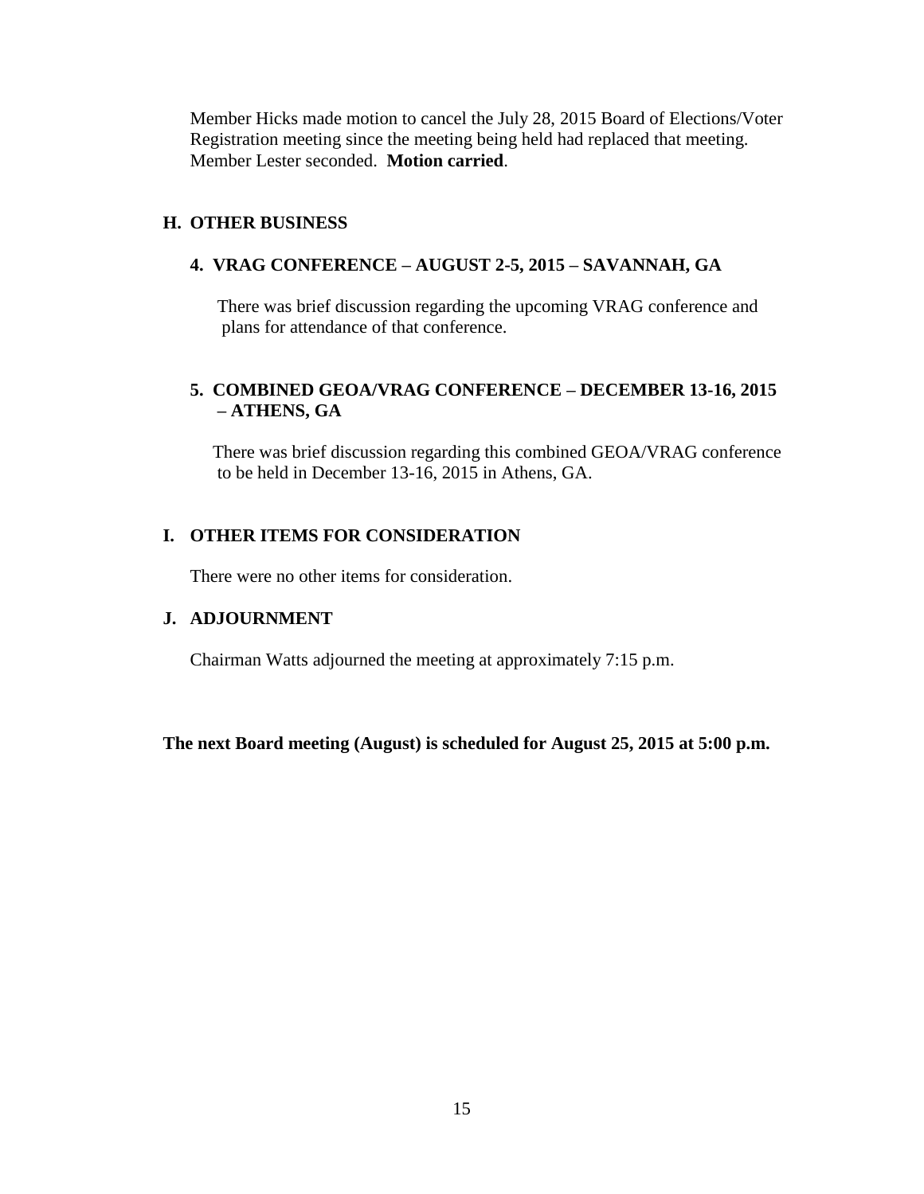Member Hicks made motion to cancel the July 28, 2015 Board of Elections/Voter Registration meeting since the meeting being held had replaced that meeting. Member Lester seconded. **Motion carried**.

## H. OTHER BUSINESS

### 4. VRAG CONFERENCE – AUGUST 2-5, 2015 – SAVANNAH, GA

There was brief discussion regarding the upcoming VRAG conference and plans for attendance of that conference.

### 5. COMBINED GEOA/VRAG CONFERENCE – DECEMBER 13-16, 2015 – ATHENS, GA

There was brief discussion regarding this combined GEOA/VRAG conference to be held in December 13-16, 2015 in Athens, GA.

## I. OTHER ITEMS FOR CONSIDERATION

There were no other items for consideration.

## J. ADJOURNMENT

Chairman Watts adjourned the meeting at approximately 7:15 p.m.

**The next Board meeting (August) is scheduled for August 25, 2015 at 5:00 p.m.**